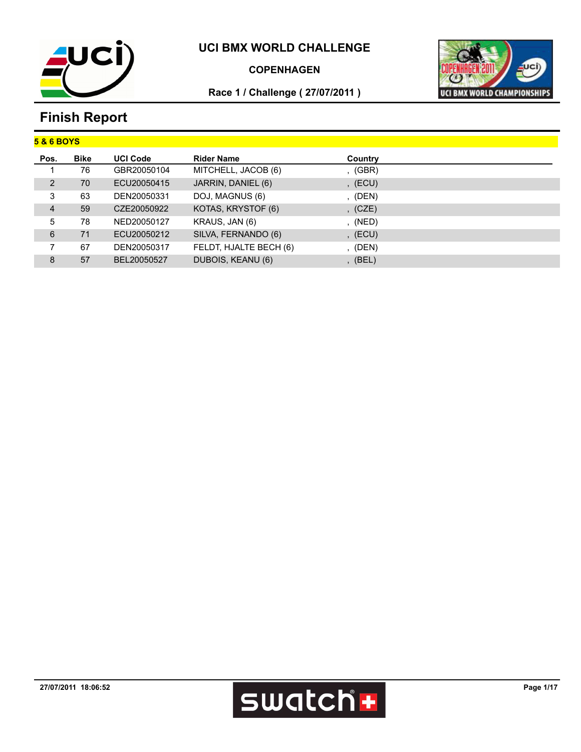# UCI BMX WORLD CHALLENGE

**COPENHAGEN**

**Race 1 / Challenge ( 27/07/2011 )**

## Finish Report

**5 & 6 BOYS**

| Pos. | Bike | UCI Code | Rider Name | Country |
|---|---|---|---|---|
| 1 | 76 | GBR20050104 | MITCHELL, JACOB (6) | , (GBR) |
| 2 | 70 | ECU20050415 | JARRIN, DANIEL (6) | , (ECU) |
| 3 | 63 | DEN20050331 | DOJ, MAGNUS (6) | , (DEN) |
| 4 | 59 | CZE20050922 | KOTAS, KRYSTOF (6) | , (CZE) |
| 5 | 78 | NED20050127 | KRAUS, JAN (6) | , (NED) |
| 6 | 71 | ECU20050212 | SILVA, FERNANDO (6) | , (ECU) |
| 7 | 67 | DEN20050317 | FELDT, HJALTE BECH (6) | , (DEN) |
| 8 | 57 | BEL20050527 | DUBOIS, KEANU (6) | , (BEL) |

27/07/2011 18:06:52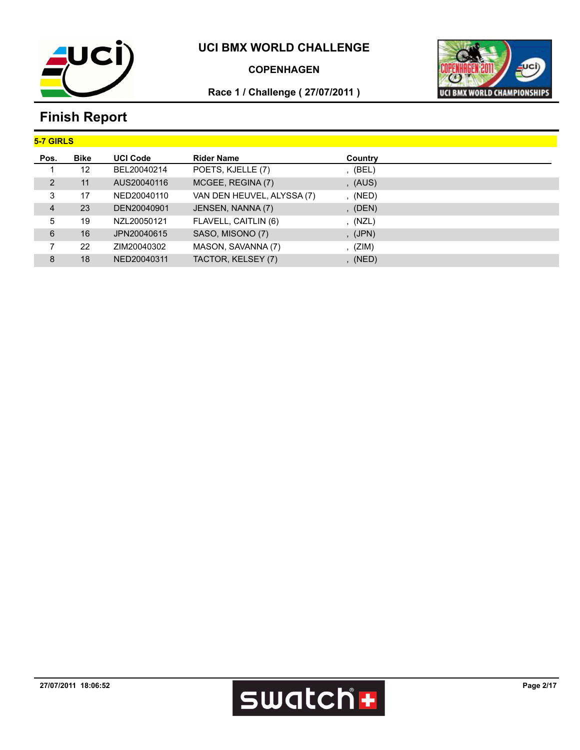# UCI BMX WORLD CHALLENGE

**COPENHAGEN**

**Race 1 / Challenge ( 27/07/2011 )**

## Finish Report

**5-7 GIRLS**

| Pos. | Bike | UCI Code | Rider Name | Country |
|---|---|---|---|---|
| 1 | 12 | BEL20040214 | POETS, KJELLE (7) | , (BEL) |
| 2 | 11 | AUS20040116 | MCGEE, REGINA (7) | , (AUS) |
| 3 | 17 | NED20040110 | VAN DEN HEUVEL, ALYSSA (7) | , (NED) |
| 4 | 23 | DEN20040901 | JENSEN, NANNA (7) | , (DEN) |
| 5 | 19 | NZL20050121 | FLAVELL, CAITLIN (6) | , (NZL) |
| 6 | 16 | JPN20040615 | SASO, MISONO (7) | , (JPN) |
| 7 | 22 | ZIM20040302 | MASON, SAVANNA (7) | , (ZIM) |
| 8 | 18 | NED20040311 | TACTOR, KELSEY (7) | , (NED) |

27/07/2011 18:06:52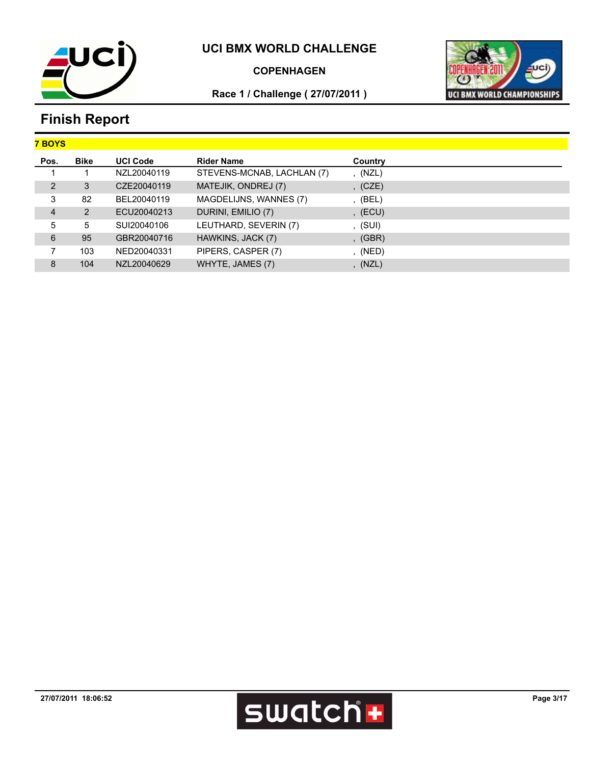# UCI BMX WORLD CHALLENGE

## COPENHAGEN

### Race 1 / Challenge ( 27/07/2011 )

## Finish Report

**7 BOYS**

| Pos. | Bike | UCI Code | Rider Name | Country |
|---|---|---|---|---|
| 1 | 1 | NZL20040119 | STEVENS-MCNAB, LACHLAN (7) | , (NZL) |
| 2 | 3 | CZE20040119 | MATEJIK, ONDREJ (7) | , (CZE) |
| 3 | 82 | BEL20040119 | MAGDELIJNS, WANNES (7) | , (BEL) |
| 4 | 2 | ECU20040213 | DURINI, EMILIO (7) | , (ECU) |
| 5 | 5 | SUI20040106 | LEUTHARD, SEVERIN (7) | , (SUI) |
| 6 | 95 | GBR20040716 | HAWKINS, JACK (7) | , (GBR) |
| 7 | 103 | NED20040331 | PIPERS, CASPER (7) | , (NED) |
| 8 | 104 | NZL20040629 | WHYTE, JAMES (7) | , (NZL) |

27/07/2011 18:06:52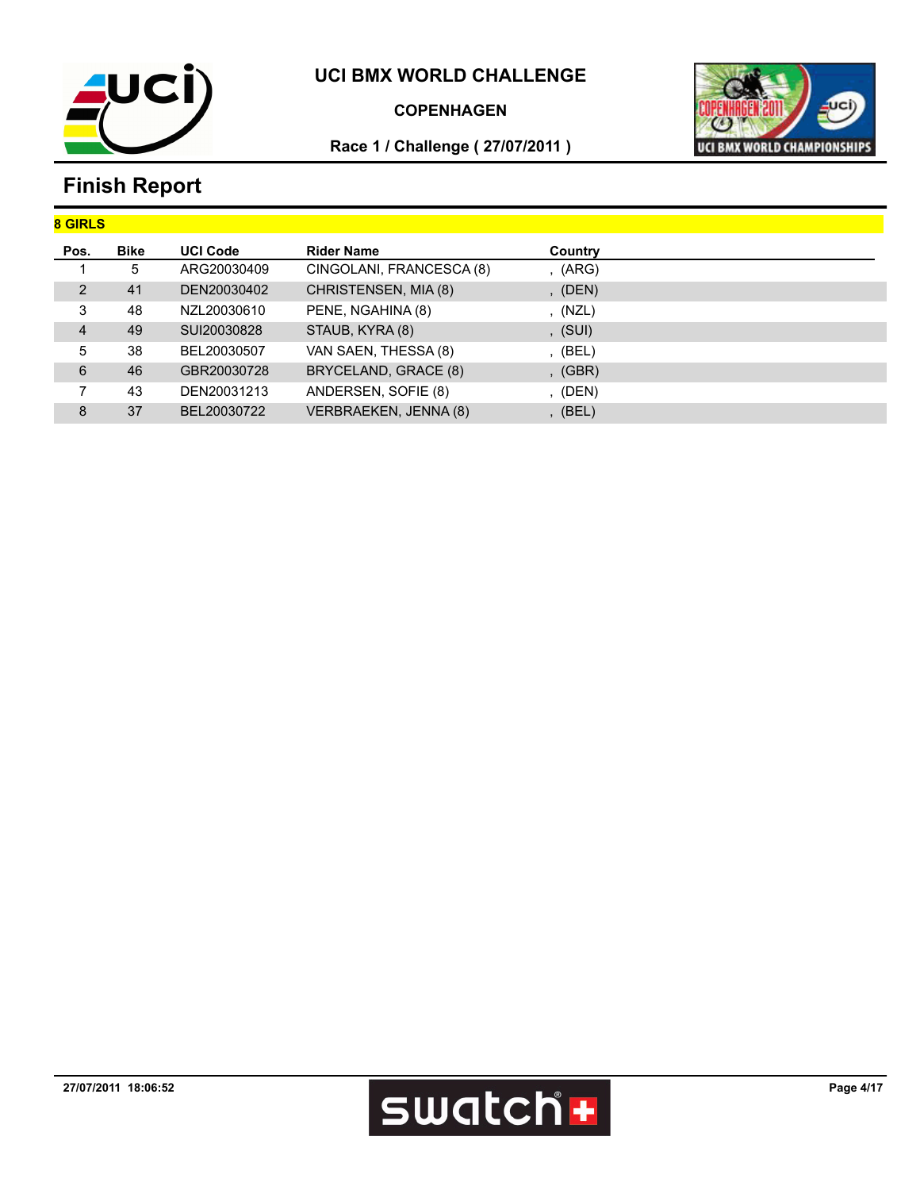# UCI BMX WORLD CHALLENGE

## COPENHAGEN

### Race 1 / Challenge ( 27/07/2011 )

## Finish Report

**8 GIRLS**

| Pos. | Bike | UCI Code | Rider Name | Country |
|---|---|---|---|---|
| 1 | 5 | ARG20030409 | CINGOLANI, FRANCESCA (8) | , (ARG) |
| 2 | 41 | DEN20030402 | CHRISTENSEN, MIA (8) | , (DEN) |
| 3 | 48 | NZL20030610 | PENE, NGAHINA (8) | , (NZL) |
| 4 | 49 | SUI20030828 | STAUB, KYRA (8) | , (SUI) |
| 5 | 38 | BEL20030507 | VAN SAEN, THESSA (8) | , (BEL) |
| 6 | 46 | GBR20030728 | BRYCELAND, GRACE (8) | , (GBR) |
| 7 | 43 | DEN20031213 | ANDERSEN, SOFIE (8) | , (DEN) |
| 8 | 37 | BEL20030722 | VERBRAEKEN, JENNA (8) | , (BEL) |

27/07/2011 18:06:52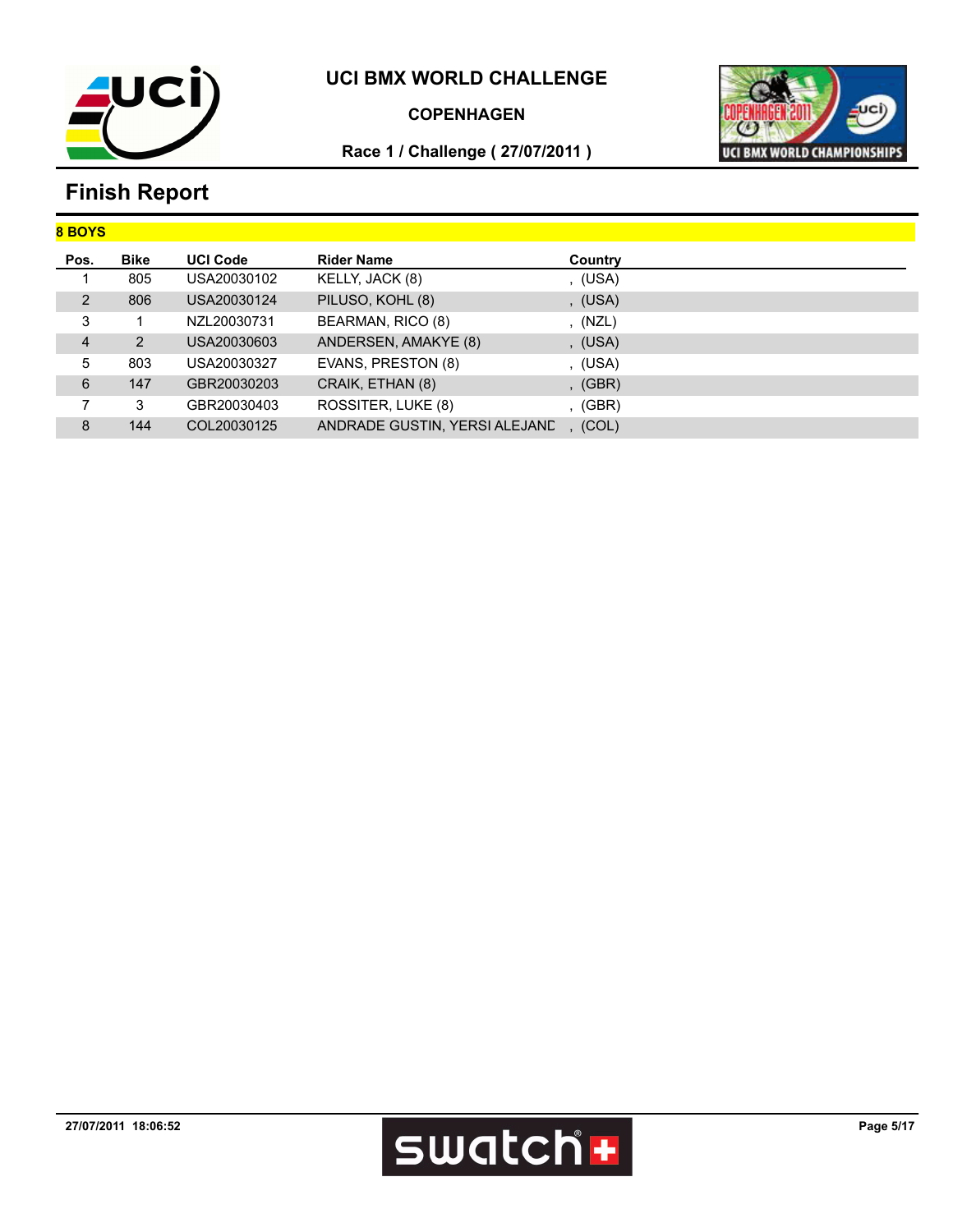# UCI BMX WORLD CHALLENGE

## COPENHAGEN

### Race 1 / Challenge ( 27/07/2011 )

## Finish Report

**8 BOYS**

| Pos. | Bike | UCI Code | Rider Name | Country |
|---|---|---|---|---|
| 1 | 805 | USA20030102 | KELLY, JACK (8) | , (USA) |
| 2 | 806 | USA20030124 | PILUSO, KOHL (8) | , (USA) |
| 3 | 1 | NZL20030731 | BEARMAN, RICO (8) | , (NZL) |
| 4 | 2 | USA20030603 | ANDERSEN, AMAKYE (8) | , (USA) |
| 5 | 803 | USA20030327 | EVANS, PRESTON (8) | , (USA) |
| 6 | 147 | GBR20030203 | CRAIK, ETHAN (8) | , (GBR) |
| 7 | 3 | GBR20030403 | ROSSITER, LUKE (8) | , (GBR) |
| 8 | 144 | COL20030125 | ANDRADE GUSTIN, YERSI ALEJANL | , (COL) |

27/07/2011 18:06:52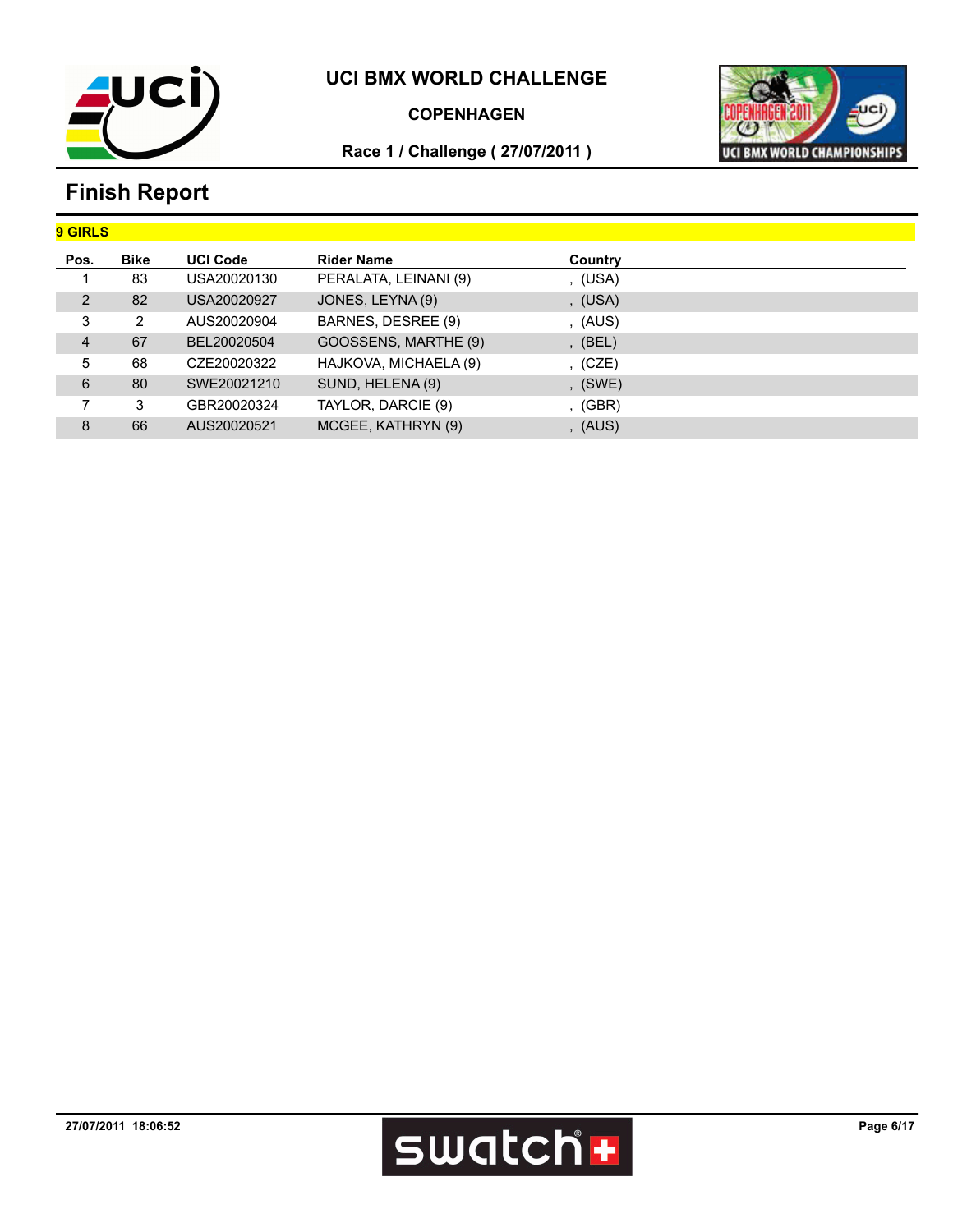# UCI BMX WORLD CHALLENGE

**COPENHAGEN**

**Race 1 / Challenge ( 27/07/2011 )**

## Finish Report

### 9 GIRLS

| Pos. | Bike | UCI Code | Rider Name | Country |
|---|---|---|---|---|
| 1 | 83 | USA20020130 | PERALATA, LEINANI (9) | , (USA) |
| 2 | 82 | USA20020927 | JONES, LEYNA (9) | , (USA) |
| 3 | 2 | AUS20020904 | BARNES, DESREE (9) | , (AUS) |
| 4 | 67 | BEL20020504 | GOOSSENS, MARTHE (9) | , (BEL) |
| 5 | 68 | CZE20020322 | HAJKOVA, MICHAELA (9) | , (CZE) |
| 6 | 80 | SWE20021210 | SUND, HELENA (9) | , (SWE) |
| 7 | 3 | GBR20020324 | TAYLOR, DARCIE (9) | , (GBR) |
| 8 | 66 | AUS20020521 | MCGEE, KATHRYN (9) | , (AUS) |

27/07/2011 18:06:52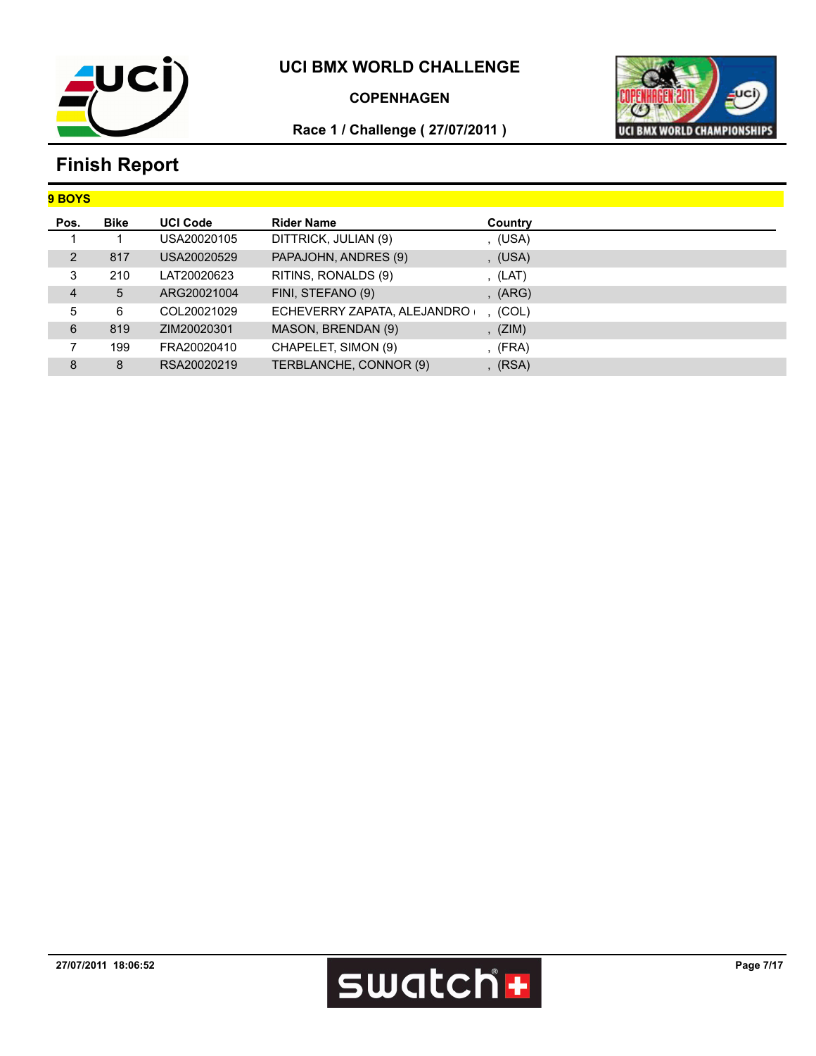# UCI BMX WORLD CHALLENGE

**COPENHAGEN**

**Race 1 / Challenge ( 27/07/2011 )**

## Finish Report

**9 BOYS**

| Pos. | Bike | UCI Code | Rider Name | Country |
|---|---|---|---|---|
| 1 | 1 | USA20020105 | DITTRICK, JULIAN (9) | , (USA) |
| 2 | 817 | USA20020529 | PAPAJOHN, ANDRES (9) | , (USA) |
| 3 | 210 | LAT20020623 | RITINS, RONALDS (9) | , (LAT) |
| 4 | 5 | ARG20021004 | FINI, STEFANO (9) | , (ARG) |
| 5 | 6 | COL20021029 | ECHEVERRY ZAPATA, ALEJANDRO ( | , (COL) |
| 6 | 819 | ZIM20020301 | MASON, BRENDAN (9) | , (ZIM) |
| 7 | 199 | FRA20020410 | CHAPELET, SIMON (9) | , (FRA) |
| 8 | 8 | RSA20020219 | TERBLANCHE, CONNOR (9) | , (RSA) |

27/07/2011 18:06:52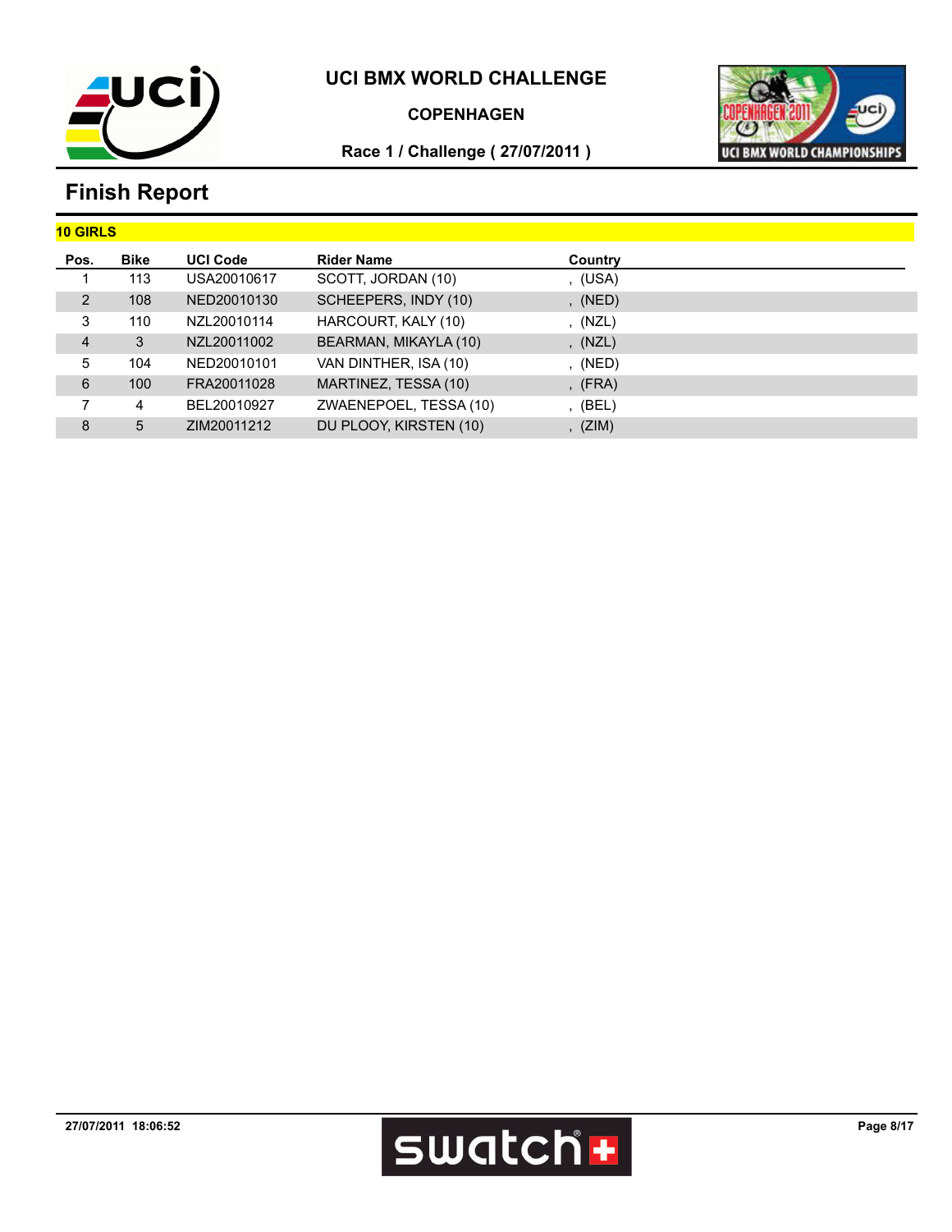# UCI BMX WORLD CHALLENGE

**COPENHAGEN**

**Race 1 / Challenge ( 27/07/2011 )**

## Finish Report

**10 GIRLS**

| Pos. | Bike | UCI Code | Rider Name | Country |
|---|---|---|---|---|
| 1 | 113 | USA20010617 | SCOTT, JORDAN (10) | , (USA) |
| 2 | 108 | NED20010130 | SCHEEPERS, INDY (10) | , (NED) |
| 3 | 110 | NZL20010114 | HARCOURT, KALY (10) | , (NZL) |
| 4 | 3 | NZL20011002 | BEARMAN, MIKAYLA (10) | , (NZL) |
| 5 | 104 | NED20010101 | VAN DINTHER, ISA (10) | , (NED) |
| 6 | 100 | FRA20011028 | MARTINEZ, TESSA (10) | , (FRA) |
| 7 | 4 | BEL20010927 | ZWAENEPOEL, TESSA (10) | , (BEL) |
| 8 | 5 | ZIM20011212 | DU PLOOY, KIRSTEN (10) | , (ZIM) |

27/07/2011 18:06:52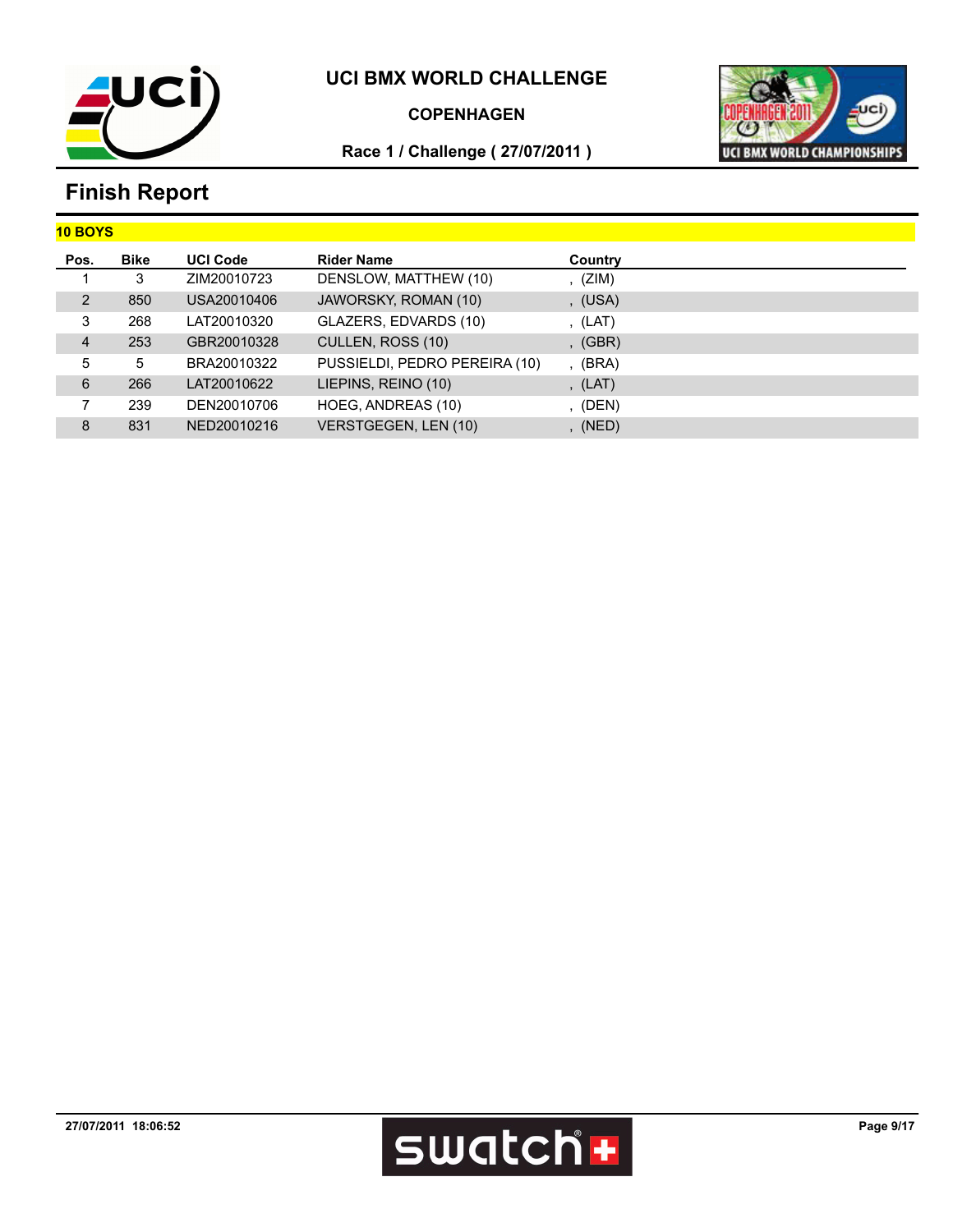# UCI BMX WORLD CHALLENGE

**COPENHAGEN**

**Race 1 / Challenge ( 27/07/2011 )**

## Finish Report

**10 BOYS**

| Pos. | Bike | UCI Code | Rider Name | Country |
|---|---|---|---|---|
| 1 | 3 | ZIM20010723 | DENSLOW, MATTHEW (10) | , (ZIM) |
| 2 | 850 | USA20010406 | JAWORSKY, ROMAN (10) | , (USA) |
| 3 | 268 | LAT20010320 | GLAZERS, EDVARDS (10) | , (LAT) |
| 4 | 253 | GBR20010328 | CULLEN, ROSS (10) | , (GBR) |
| 5 | 5 | BRA20010322 | PUSSIELDI, PEDRO PEREIRA (10) | , (BRA) |
| 6 | 266 | LAT20010622 | LIEPINS, REINO (10) | , (LAT) |
| 7 | 239 | DEN20010706 | HOEG, ANDREAS (10) | , (DEN) |
| 8 | 831 | NED20010216 | VERSTGEGEN, LEN (10) | , (NED) |

27/07/2011 18:06:52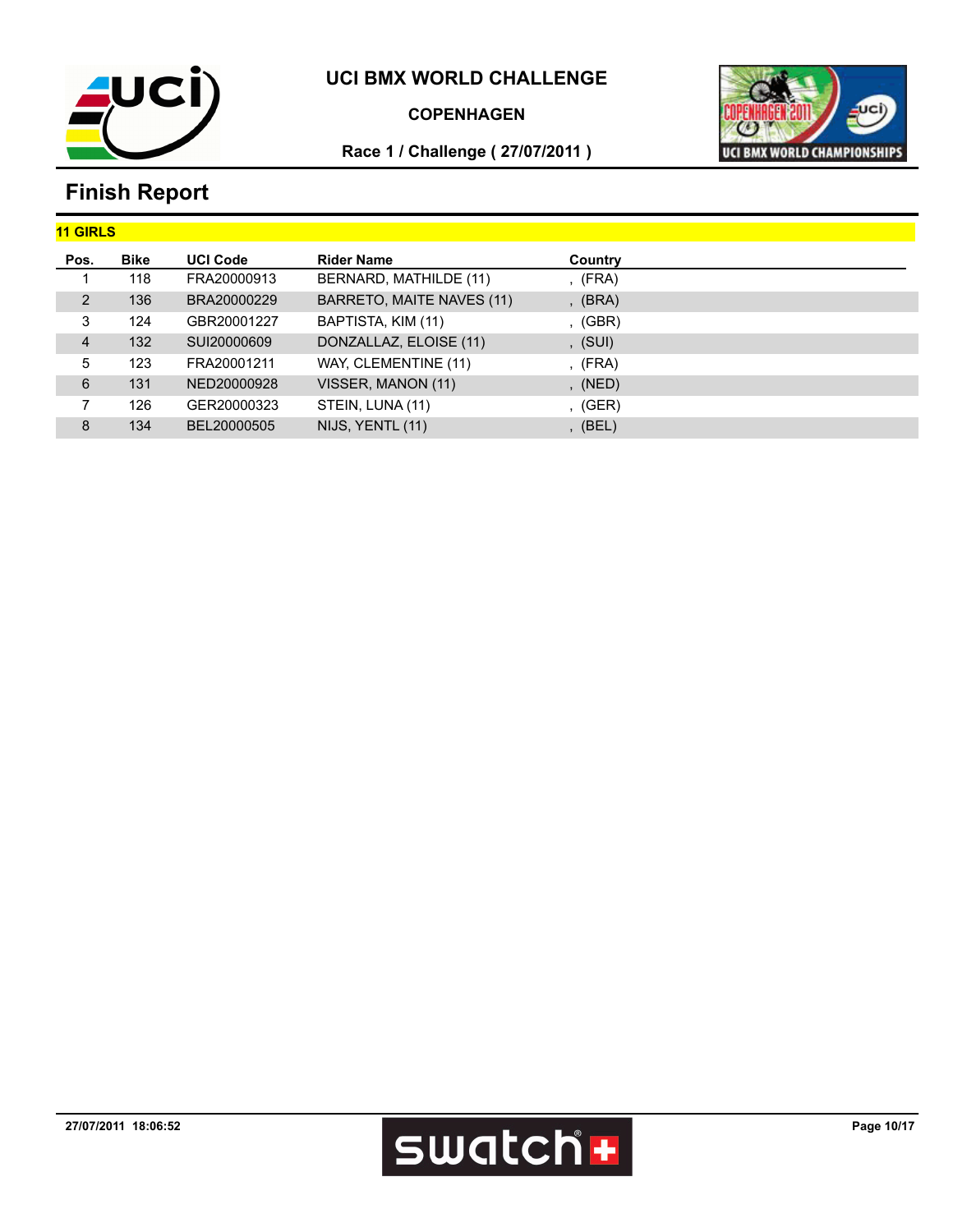UCI BMX WORLD CHALLENGE

COPENHAGEN

Race 1 / Challenge ( 27/07/2011 )

# Finish Report

**11 GIRLS**

| Pos. | Bike | UCI Code | Rider Name | Country |
|---|---|---|---|---|
| 1 | 118 | FRA20000913 | BERNARD, MATHILDE (11) | , (FRA) |
| 2 | 136 | BRA20000229 | BARRETO, MAITE NAVES (11) | , (BRA) |
| 3 | 124 | GBR20001227 | BAPTISTA, KIM (11) | , (GBR) |
| 4 | 132 | SUI20000609 | DONZALLAZ, ELOISE (11) | , (SUI) |
| 5 | 123 | FRA20001211 | WAY, CLEMENTINE (11) | , (FRA) |
| 6 | 131 | NED20000928 | VISSER, MANON (11) | , (NED) |
| 7 | 126 | GER20000323 | STEIN, LUNA (11) | , (GER) |
| 8 | 134 | BEL20000505 | NIJS, YENTL (11) | , (BEL) |

27/07/2011 18:06:52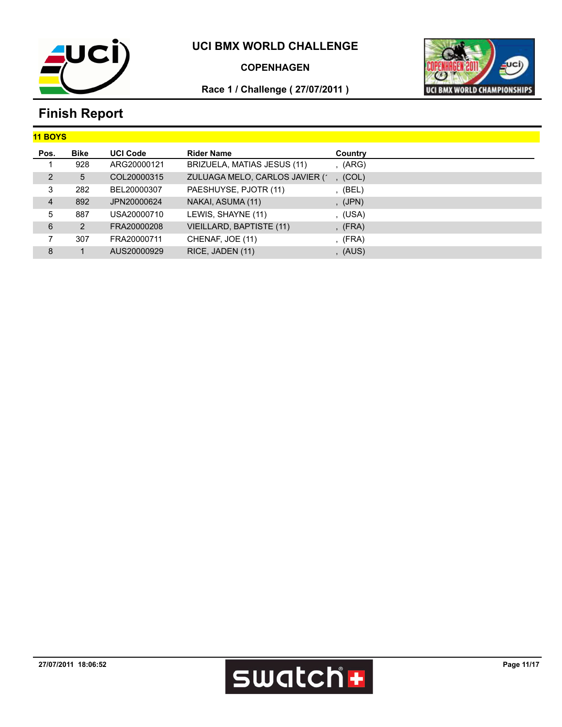# UCI BMX WORLD CHALLENGE

## COPENHAGEN

### Race 1 / Challenge ( 27/07/2011 )

## Finish Report

### 11 BOYS

| Pos. | Bike | UCI Code | Rider Name | Country |
|---|---|---|---|---|
| 1 | 928 | ARG20000121 | BRIZUELA, MATIAS JESUS (11) | , (ARG) |
| 2 | 5 | COL20000315 | ZULUAGA MELO, CARLOS JAVIER (' | , (COL) |
| 3 | 282 | BEL20000307 | PAESHUYSE, PJOTR (11) | , (BEL) |
| 4 | 892 | JPN20000624 | NAKAI, ASUMA (11) | , (JPN) |
| 5 | 887 | USA20000710 | LEWIS, SHAYNE (11) | , (USA) |
| 6 | 2 | FRA20000208 | VIEILLARD, BAPTISTE (11) | , (FRA) |
| 7 | 307 | FRA20000711 | CHENAF, JOE (11) | , (FRA) |
| 8 | 1 | AUS20000929 | RICE, JADEN (11) | , (AUS) |

27/07/2011 18:06:52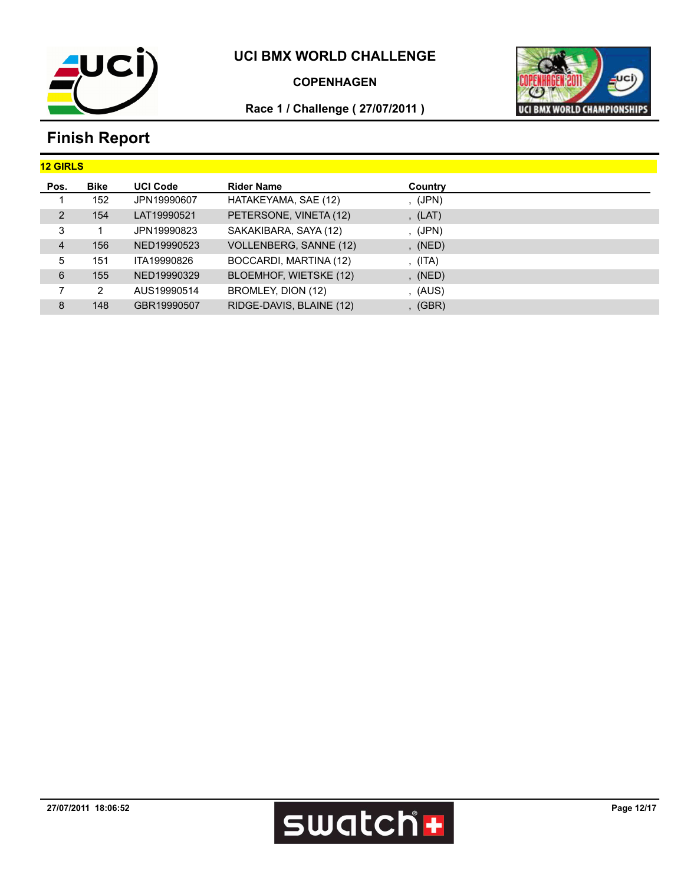# UCI BMX WORLD CHALLENGE

## COPENHAGEN

### Race 1 / Challenge ( 27/07/2011 )

## Finish Report

**12 GIRLS**

| Pos. | Bike | UCI Code | Rider Name | Country |
|---|---|---|---|---|
| 1 | 152 | JPN19990607 | HATAKEYAMA, SAE (12) | , (JPN) |
| 2 | 154 | LAT19990521 | PETERSONE, VINETA (12) | , (LAT) |
| 3 | 1 | JPN19990823 | SAKAKIBARA, SAYA (12) | , (JPN) |
| 4 | 156 | NED19990523 | VOLLENBERG, SANNE (12) | , (NED) |
| 5 | 151 | ITA19990826 | BOCCARDI, MARTINA (12) | , (ITA) |
| 6 | 155 | NED19990329 | BLOEMHOF, WIETSKE (12) | , (NED) |
| 7 | 2 | AUS19990514 | BROMLEY, DION (12) | , (AUS) |
| 8 | 148 | GBR19990507 | RIDGE-DAVIS, BLAINE (12) | , (GBR) |

27/07/2011 18:06:52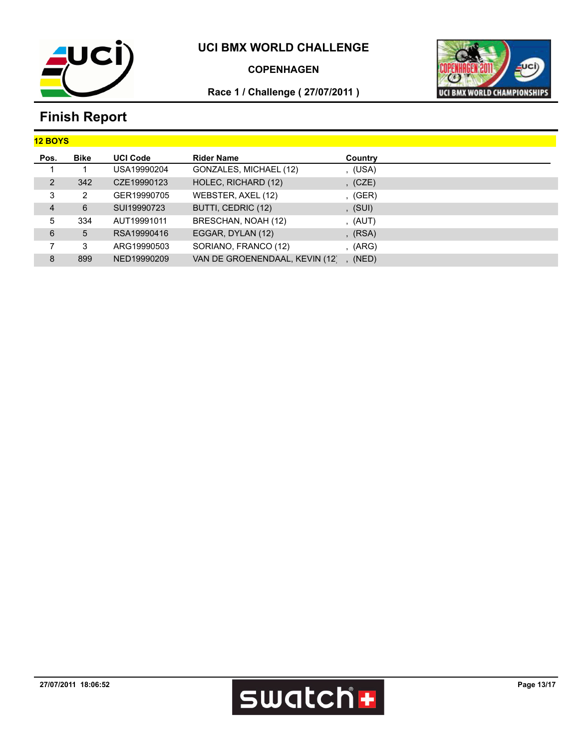# UCI BMX WORLD CHALLENGE

**COPENHAGEN**

**Race 1 / Challenge ( 27/07/2011 )**

## Finish Report

**12 BOYS**

| Pos. | Bike | UCI Code | Rider Name | Country |
|---|---|---|---|---|
| 1 | 1 | USA19990204 | GONZALES, MICHAEL (12) | , (USA) |
| 2 | 342 | CZE19990123 | HOLEC, RICHARD (12) | , (CZE) |
| 3 | 2 | GER19990705 | WEBSTER, AXEL (12) | , (GER) |
| 4 | 6 | SUI19990723 | BUTTI, CEDRIC (12) | , (SUI) |
| 5 | 334 | AUT19991011 | BRESCHAN, NOAH (12) | , (AUT) |
| 6 | 5 | RSA19990416 | EGGAR, DYLAN (12) | , (RSA) |
| 7 | 3 | ARG19990503 | SORIANO, FRANCO (12) | , (ARG) |
| 8 | 899 | NED19990209 | VAN DE GROENENDAAL, KEVIN (12) | , (NED) |

27/07/2011 18:06:52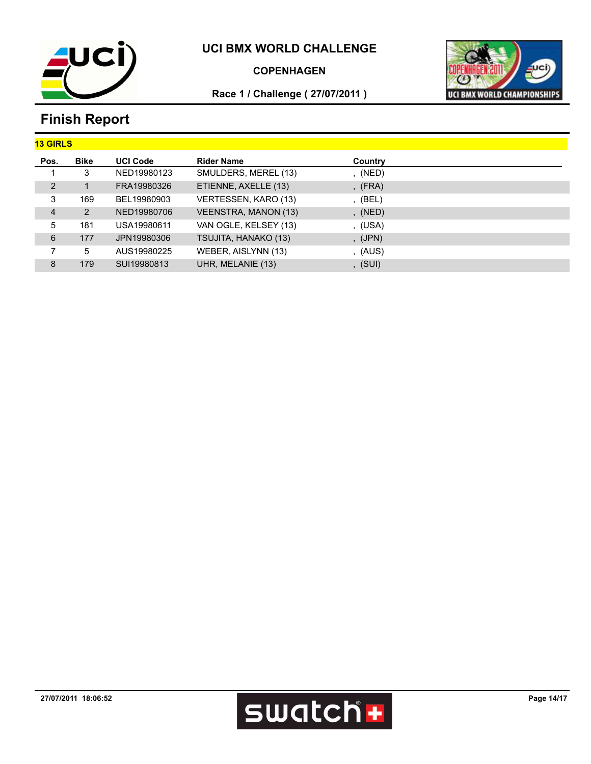# UCI BMX WORLD CHALLENGE

**COPENHAGEN**

**Race 1 / Challenge ( 27/07/2011 )**

## Finish Report

**13 GIRLS**

| Pos. | Bike | UCI Code | Rider Name | Country |
|---|---|---|---|---|
| 1 | 3 | NED19980123 | SMULDERS, MEREL (13) | , (NED) |
| 2 | 1 | FRA19980326 | ETIENNE, AXELLE (13) | , (FRA) |
| 3 | 169 | BEL19980903 | VERTESSEN, KARO (13) | , (BEL) |
| 4 | 2 | NED19980706 | VEENSTRA, MANON (13) | , (NED) |
| 5 | 181 | USA19980611 | VAN OGLE, KELSEY (13) | , (USA) |
| 6 | 177 | JPN19980306 | TSUJITA, HANAKO (13) | , (JPN) |
| 7 | 5 | AUS19980225 | WEBER, AISLYNN (13) | , (AUS) |
| 8 | 179 | SUI19980813 | UHR, MELANIE (13) | , (SUI) |

27/07/2011 18:06:52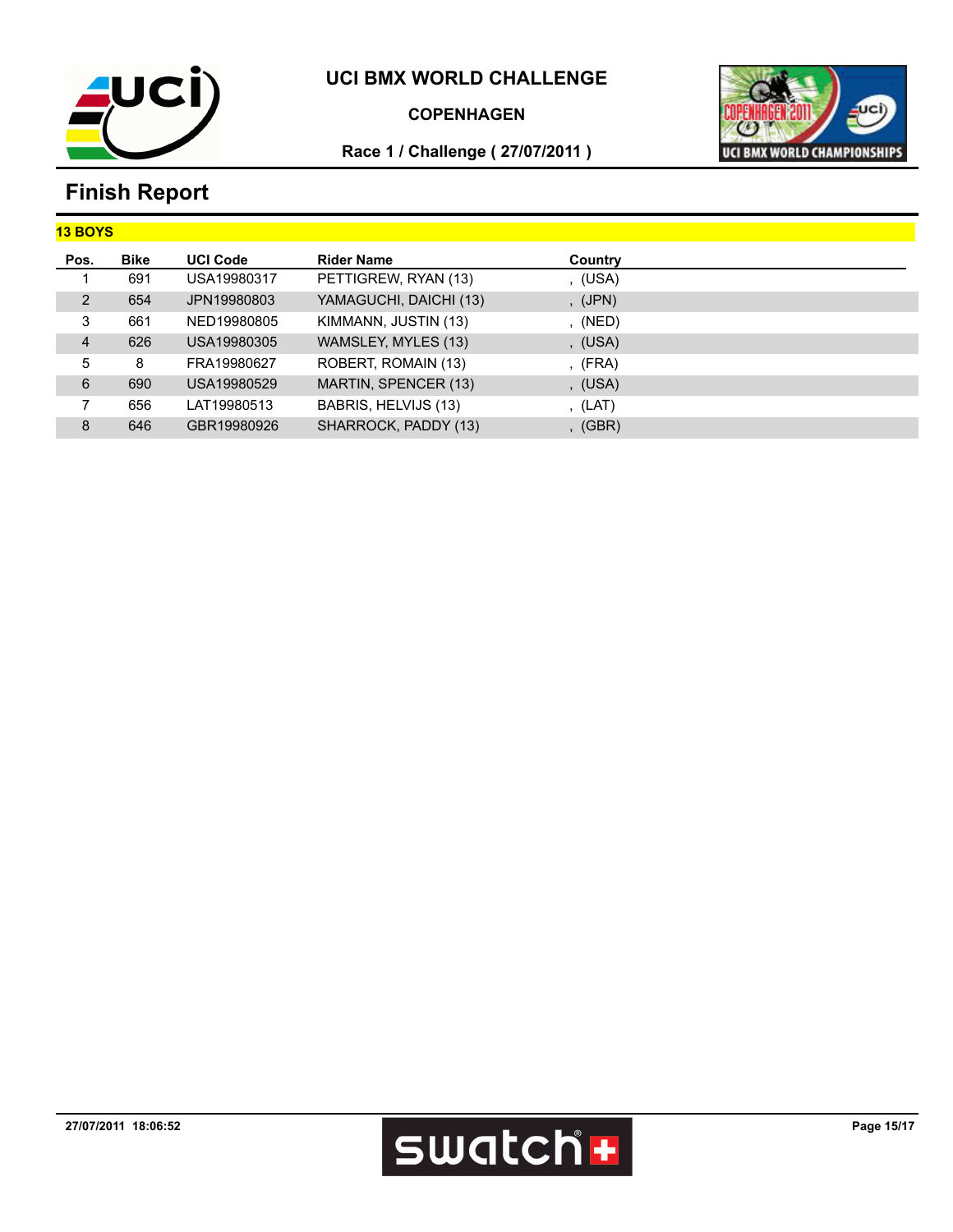# UCI BMX WORLD CHALLENGE

## COPENHAGEN

### Race 1 / Challenge ( 27/07/2011 )

## Finish Report

**13 BOYS**

| Pos. | Bike | UCI Code | Rider Name | Country |
|---|---|---|---|---|
| 1 | 691 | USA19980317 | PETTIGREW, RYAN (13) | , (USA) |
| 2 | 654 | JPN19980803 | YAMAGUCHI, DAICHI (13) | , (JPN) |
| 3 | 661 | NED19980805 | KIMMANN, JUSTIN (13) | , (NED) |
| 4 | 626 | USA19980305 | WAMSLEY, MYLES (13) | , (USA) |
| 5 | 8 | FRA19980627 | ROBERT, ROMAIN (13) | , (FRA) |
| 6 | 690 | USA19980529 | MARTIN, SPENCER (13) | , (USA) |
| 7 | 656 | LAT19980513 | BABRIS, HELVIJS (13) | , (LAT) |
| 8 | 646 | GBR19980926 | SHARROCK, PADDY (13) | , (GBR) |

27/07/2011 18:06:52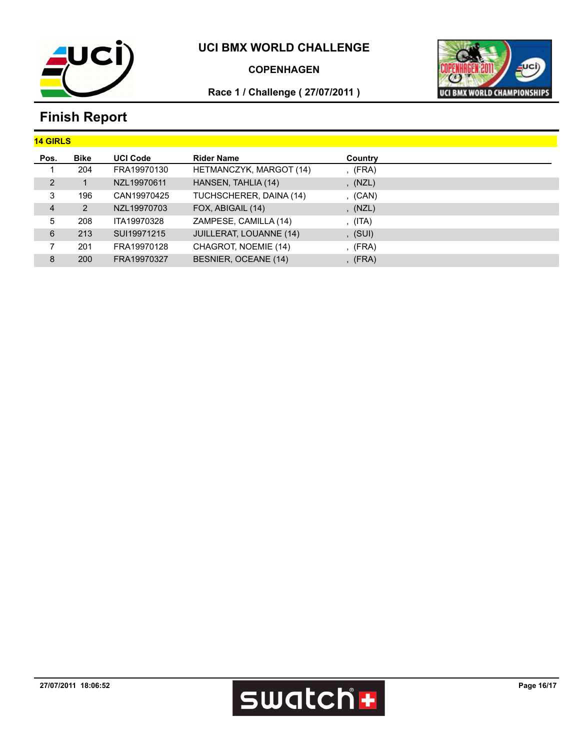# UCI BMX WORLD CHALLENGE

**COPENHAGEN**

**Race 1 / Challenge ( 27/07/2011 )**

## Finish Report

**14 GIRLS**

| Pos. | Bike | UCI Code | Rider Name | Country |
|---|---|---|---|---|
| 1 | 204 | FRA19970130 | HETMANCZYK, MARGOT (14) | , (FRA) |
| 2 | 1 | NZL19970611 | HANSEN, TAHLIA (14) | , (NZL) |
| 3 | 196 | CAN19970425 | TUCHSCHERER, DAINA (14) | , (CAN) |
| 4 | 2 | NZL19970703 | FOX, ABIGAIL (14) | , (NZL) |
| 5 | 208 | ITA19970328 | ZAMPESE, CAMILLA (14) | , (ITA) |
| 6 | 213 | SUI19971215 | JUILLERAT, LOUANNE (14) | , (SUI) |
| 7 | 201 | FRA19970128 | CHAGROT, NOEMIE (14) | , (FRA) |
| 8 | 200 | FRA19970327 | BESNIER, OCEANE (14) | , (FRA) |

27/07/2011 18:06:52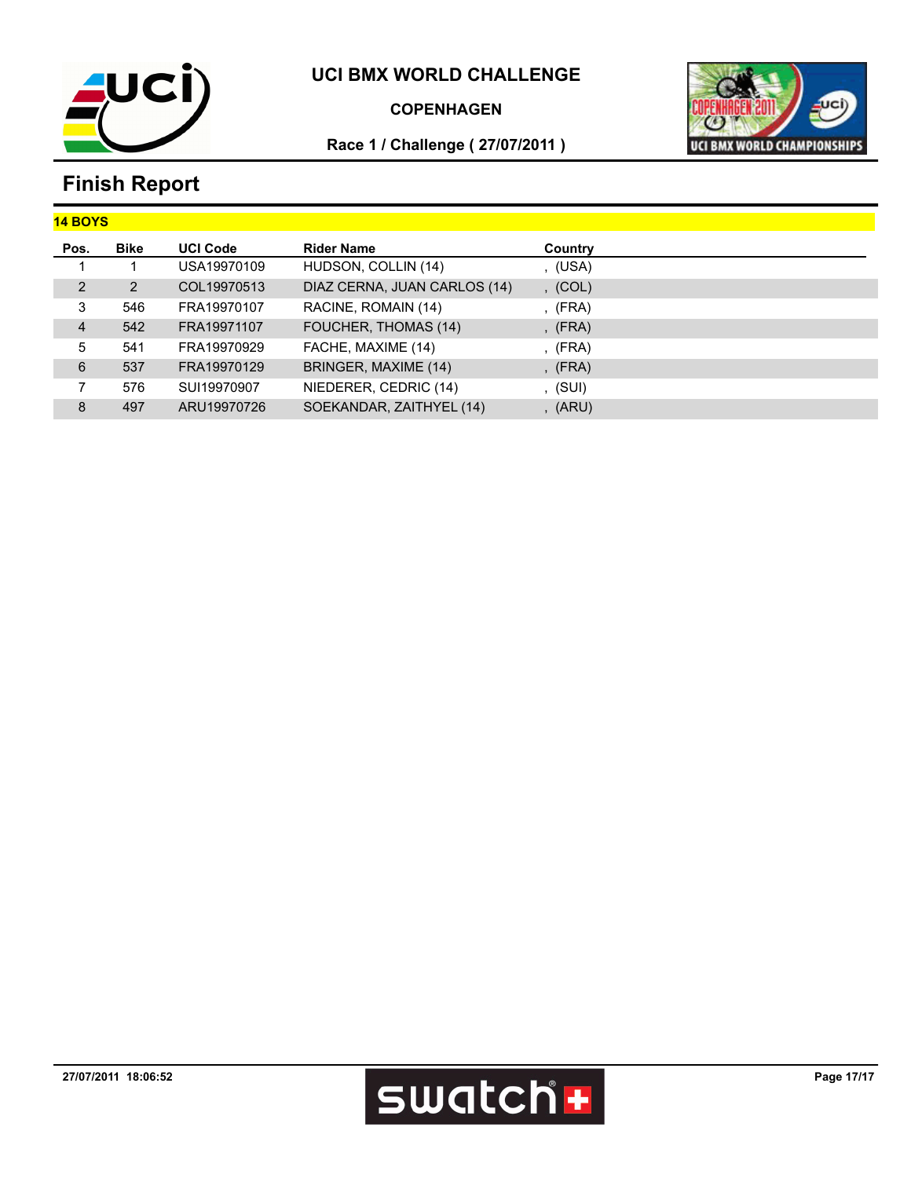# UCI BMX WORLD CHALLENGE

## COPENHAGEN

### Race 1 / Challenge ( 27/07/2011 )

## Finish Report

**14 BOYS**

| Pos. | Bike | UCI Code | Rider Name | Country |
|---|---|---|---|---|
| 1 | 1 | USA19970109 | HUDSON, COLLIN (14) | , (USA) |
| 2 | 2 | COL19970513 | DIAZ CERNA, JUAN CARLOS (14) | , (COL) |
| 3 | 546 | FRA19970107 | RACINE, ROMAIN (14) | , (FRA) |
| 4 | 542 | FRA19971107 | FOUCHER, THOMAS (14) | , (FRA) |
| 5 | 541 | FRA19970929 | FACHE, MAXIME (14) | , (FRA) |
| 6 | 537 | FRA19970129 | BRINGER, MAXIME (14) | , (FRA) |
| 7 | 576 | SUI19970907 | NIEDERER, CEDRIC (14) | , (SUI) |
| 8 | 497 | ARU19970726 | SOEKANDAR, ZAITHYEL (14) | , (ARU) |

27/07/2011 18:06:52